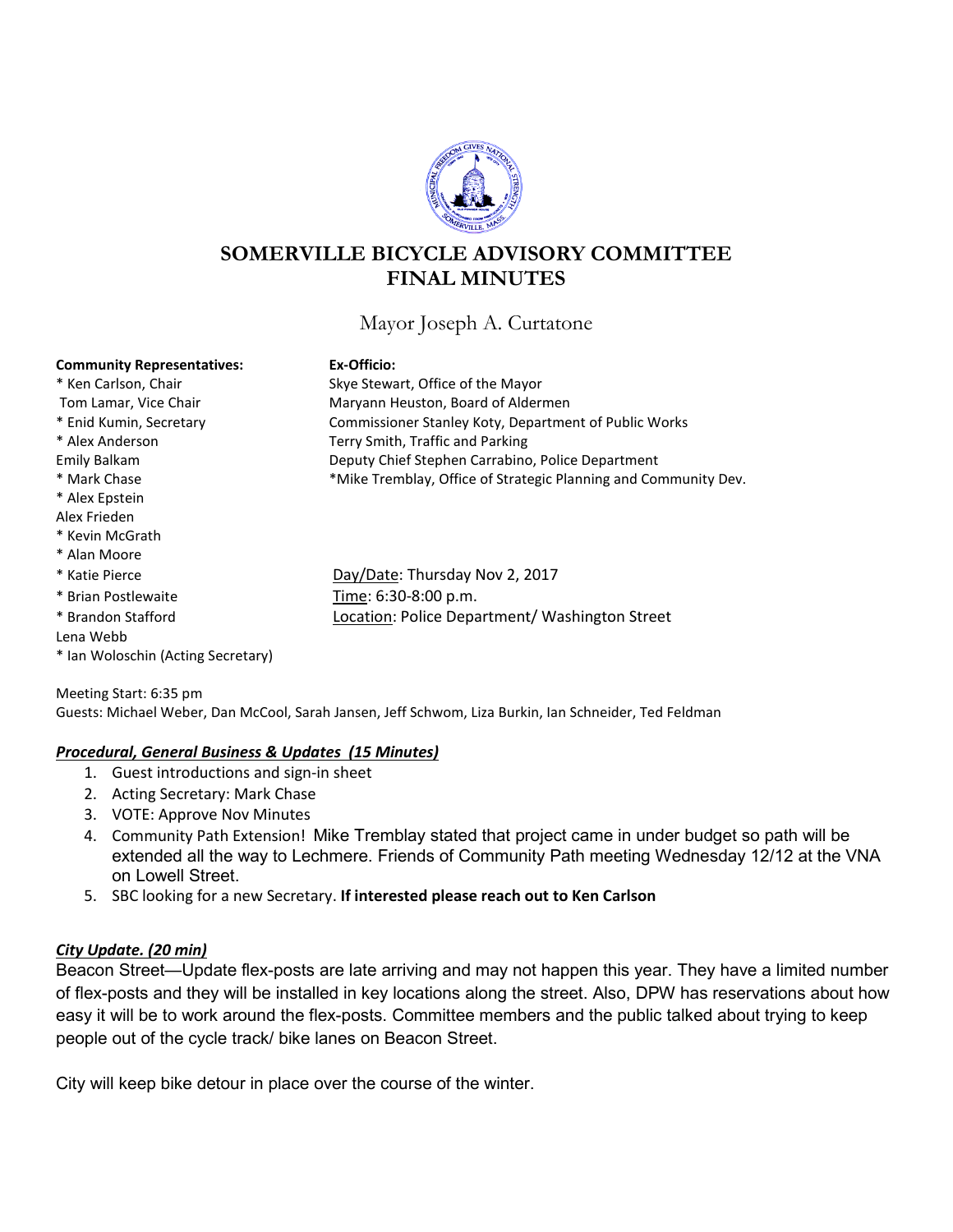# SOMERVILLE BICYCLE ADVISORY COMMITTEE
# FINAL MINUTES

Mayor Joseph A. Curtatone

| **Community Representatives:** | **Ex-Officio:** |
|---|---|
| * Ken Carlson, Chair | Skye Stewart, Office of the Mayor |
| Tom Lamar, Vice Chair | Maryann Heuston, Board of Aldermen |
| * Enid Kumin, Secretary | Commissioner Stanley Koty, Department of Public Works |
| * Alex Anderson | Terry Smith, Traffic and Parking |
| Emily Balkam | Deputy Chief Stephen Carrabino, Police Department |
| * Mark Chase | *Mike Tremblay, Office of Strategic Planning and Community Dev. |
| * Alex Epstein | |
| Alex Frieden | |
| * Kevin McGrath | |
| * Alan Moore | |
| * Katie Pierce | Day/Date: Thursday Nov 2, 2017 |
| * Brian Postlewaite | Time: 6:30-8:00 p.m. |
| * Brandon Stafford | Location: Police Department/ Washington Street |
| Lena Webb | |
| * Ian Woloschin (Acting Secretary) | |

Meeting Start: 6:35 pm
Guests: Michael Weber, Dan McCool, Sarah Jansen, Jeff Schwom, Liza Burkin, Ian Schneider, Ted Feldman

***Procedural, General Business & Updates (15 Minutes)***

1. Guest introductions and sign-in sheet
2. Acting Secretary: Mark Chase
3. VOTE: Approve Nov Minutes
4. Community Path Extension! Mike Tremblay stated that project came in under budget so path will be extended all the way to Lechmere. Friends of Community Path meeting Wednesday 12/12 at the VNA on Lowell Street.
5. SBC looking for a new Secretary. **If interested please reach out to Ken Carlson**

***City Update. (20 min)***

Beacon Street—Update flex-posts are late arriving and may not happen this year. They have a limited number of flex-posts and they will be installed in key locations along the street. Also, DPW has reservations about how easy it will be to work around the flex-posts. Committee members and the public talked about trying to keep people out of the cycle track/ bike lanes on Beacon Street.

City will keep bike detour in place over the course of the winter.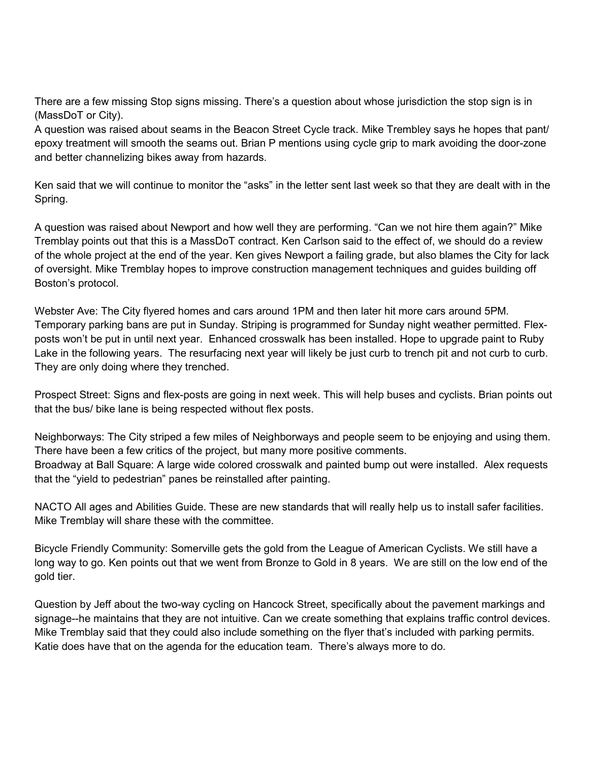There are a few missing Stop signs missing. There's a question about whose jurisdiction the stop sign is in (MassDoT or City).
A question was raised about seams in the Beacon Street Cycle track. Mike Trembley says he hopes that pant/ epoxy treatment will smooth the seams out. Brian P mentions using cycle grip to mark avoiding the door-zone and better channelizing bikes away from hazards.

Ken said that we will continue to monitor the "asks" in the letter sent last week so that they are dealt with in the Spring.

A question was raised about Newport and how well they are performing. "Can we not hire them again?" Mike Tremblay points out that this is a MassDoT contract. Ken Carlson said to the effect of, we should do a review of the whole project at the end of the year. Ken gives Newport a failing grade, but also blames the City for lack of oversight. Mike Tremblay hopes to improve construction management techniques and guides building off Boston's protocol.

Webster Ave: The City flyered homes and cars around 1PM and then later hit more cars around 5PM. Temporary parking bans are put in Sunday. Striping is programmed for Sunday night weather permitted. Flex-posts won't be put in until next year. Enhanced crosswalk has been installed. Hope to upgrade paint to Ruby Lake in the following years. The resurfacing next year will likely be just curb to trench pit and not curb to curb. They are only doing where they trenched.

Prospect Street: Signs and flex-posts are going in next week. This will help buses and cyclists. Brian points out that the bus/ bike lane is being respected without flex posts.

Neighborways: The City striped a few miles of Neighborways and people seem to be enjoying and using them. There have been a few critics of the project, but many more positive comments.
Broadway at Ball Square: A large wide colored crosswalk and painted bump out were installed. Alex requests that the "yield to pedestrian" panes be reinstalled after painting.

NACTO All ages and Abilities Guide. These are new standards that will really help us to install safer facilities. Mike Tremblay will share these with the committee.

Bicycle Friendly Community: Somerville gets the gold from the League of American Cyclists. We still have a long way to go. Ken points out that we went from Bronze to Gold in 8 years. We are still on the low end of the gold tier.

Question by Jeff about the two-way cycling on Hancock Street, specifically about the pavement markings and signage--he maintains that they are not intuitive. Can we create something that explains traffic control devices. Mike Tremblay said that they could also include something on the flyer that's included with parking permits. Katie does have that on the agenda for the education team. There's always more to do.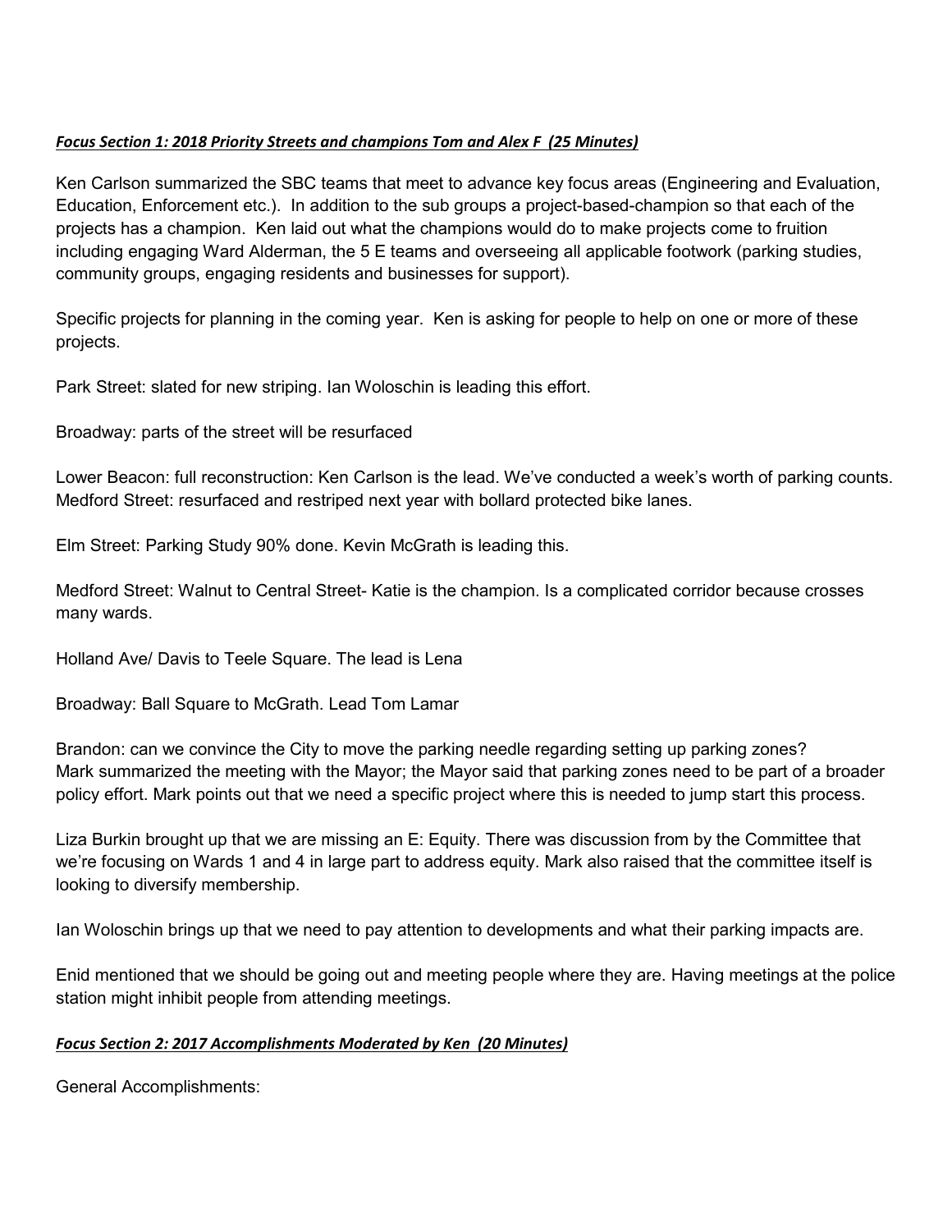***Focus Section 1: 2018 Priority Streets and champions Tom and Alex F (25 Minutes)***

Ken Carlson summarized the SBC teams that meet to advance key focus areas (Engineering and Evaluation, Education, Enforcement etc.). In addition to the sub groups a project-based-champion so that each of the projects has a champion. Ken laid out what the champions would do to make projects come to fruition including engaging Ward Alderman, the 5 E teams and overseeing all applicable footwork (parking studies, community groups, engaging residents and businesses for support).

Specific projects for planning in the coming year. Ken is asking for people to help on one or more of these projects.

Park Street: slated for new striping. Ian Woloschin is leading this effort.

Broadway: parts of the street will be resurfaced

Lower Beacon: full reconstruction: Ken Carlson is the lead. We've conducted a week's worth of parking counts.
Medford Street: resurfaced and restriped next year with bollard protected bike lanes.

Elm Street: Parking Study 90% done. Kevin McGrath is leading this.

Medford Street: Walnut to Central Street- Katie is the champion. Is a complicated corridor because crosses many wards.

Holland Ave/ Davis to Teele Square. The lead is Lena

Broadway: Ball Square to McGrath. Lead Tom Lamar

Brandon: can we convince the City to move the parking needle regarding setting up parking zones?
Mark summarized the meeting with the Mayor; the Mayor said that parking zones need to be part of a broader policy effort. Mark points out that we need a specific project where this is needed to jump start this process.

Liza Burkin brought up that we are missing an E: Equity. There was discussion from by the Committee that we're focusing on Wards 1 and 4 in large part to address equity. Mark also raised that the committee itself is looking to diversify membership.

Ian Woloschin brings up that we need to pay attention to developments and what their parking impacts are.

Enid mentioned that we should be going out and meeting people where they are. Having meetings at the police station might inhibit people from attending meetings.

***Focus Section 2: 2017 Accomplishments Moderated by Ken (20 Minutes)***

General Accomplishments: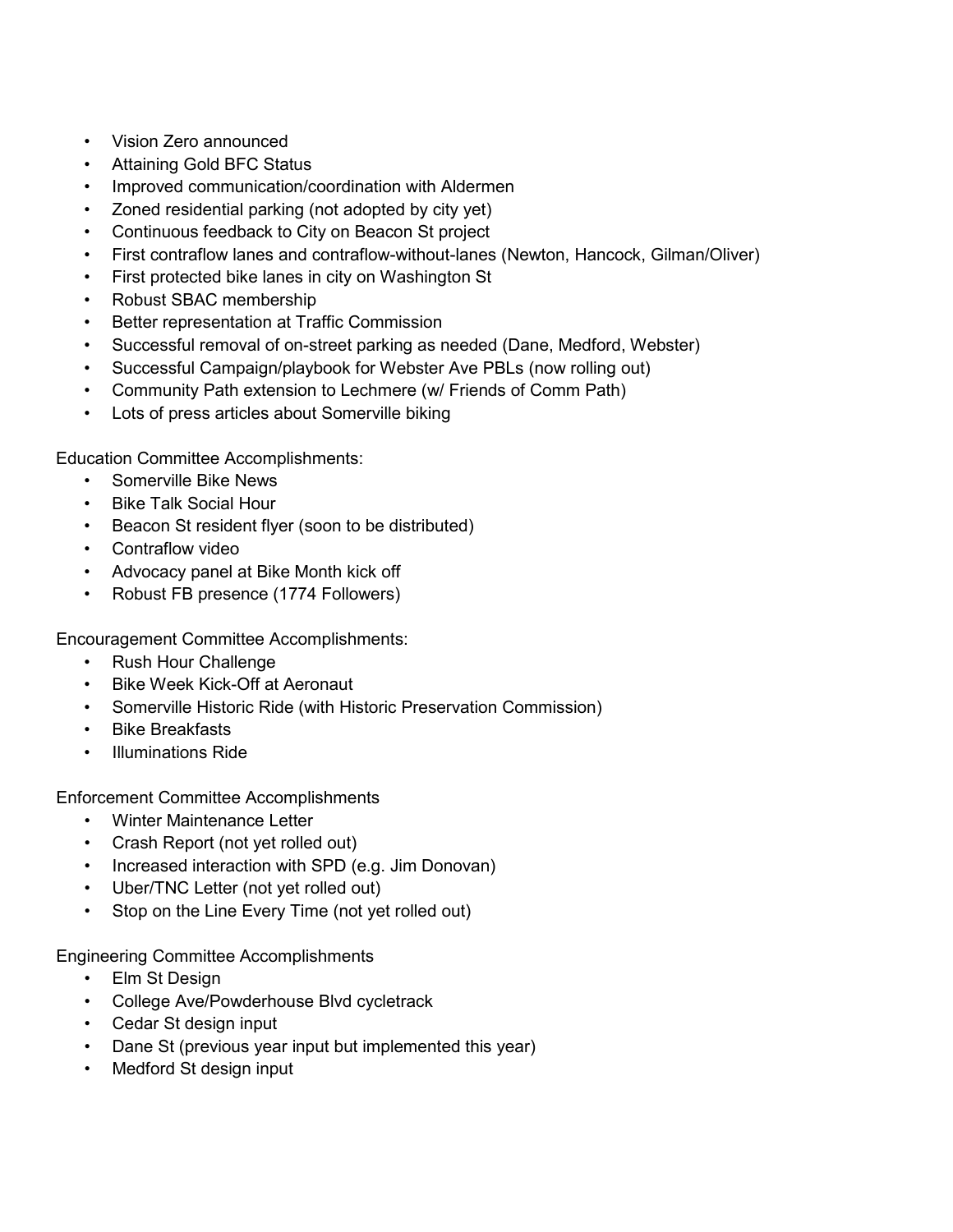- Vision Zero announced
- Attaining Gold BFC Status
- Improved communication/coordination with Aldermen
- Zoned residential parking (not adopted by city yet)
- Continuous feedback to City on Beacon St project
- First contraflow lanes and contraflow-without-lanes (Newton, Hancock, Gilman/Oliver)
- First protected bike lanes in city on Washington St
- Robust SBAC membership
- Better representation at Traffic Commission
- Successful removal of on-street parking as needed (Dane, Medford, Webster)
- Successful Campaign/playbook for Webster Ave PBLs (now rolling out)
- Community Path extension to Lechmere (w/ Friends of Comm Path)
- Lots of press articles about Somerville biking

Education Committee Accomplishments:

- Somerville Bike News
- Bike Talk Social Hour
- Beacon St resident flyer (soon to be distributed)
- Contraflow video
- Advocacy panel at Bike Month kick off
- Robust FB presence (1774 Followers)

Encouragement Committee Accomplishments:

- Rush Hour Challenge
- Bike Week Kick-Off at Aeronaut
- Somerville Historic Ride (with Historic Preservation Commission)
- Bike Breakfasts
- Illuminations Ride

Enforcement Committee Accomplishments

- Winter Maintenance Letter
- Crash Report (not yet rolled out)
- Increased interaction with SPD (e.g. Jim Donovan)
- Uber/TNC Letter (not yet rolled out)
- Stop on the Line Every Time (not yet rolled out)

Engineering Committee Accomplishments

- Elm St Design
- College Ave/Powderhouse Blvd cycletrack
- Cedar St design input
- Dane St (previous year input but implemented this year)
- Medford St design input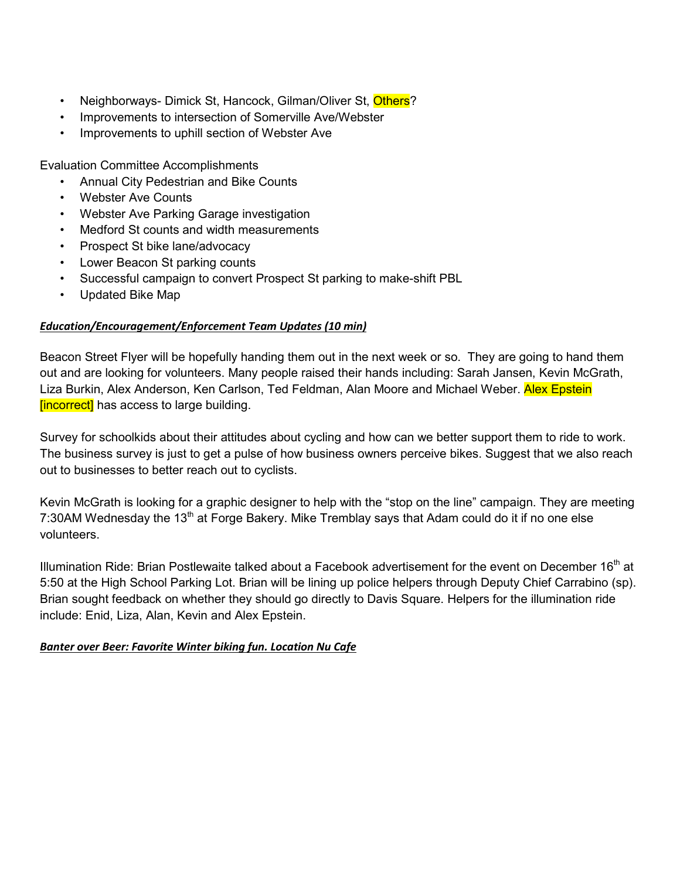- Neighborways- Dimick St, Hancock, Gilman/Oliver St, Others?
- Improvements to intersection of Somerville Ave/Webster
- Improvements to uphill section of Webster Ave

Evaluation Committee Accomplishments

- Annual City Pedestrian and Bike Counts
- Webster Ave Counts
- Webster Ave Parking Garage investigation
- Medford St counts and width measurements
- Prospect St bike lane/advocacy
- Lower Beacon St parking counts
- Successful campaign to convert Prospect St parking to make-shift PBL
- Updated Bike Map

***<u>Education/Encouragement/Enforcement Team Updates (10 min)</u>***

Beacon Street Flyer will be hopefully handing them out in the next week or so. They are going to hand them out and are looking for volunteers. Many people raised their hands including: Sarah Jansen, Kevin McGrath, Liza Burkin, Alex Anderson, Ken Carlson, Ted Feldman, Alan Moore and Michael Weber. Alex Epstein [incorrect] has access to large building.

Survey for schoolkids about their attitudes about cycling and how can we better support them to ride to work. The business survey is just to get a pulse of how business owners perceive bikes. Suggest that we also reach out to businesses to better reach out to cyclists.

Kevin McGrath is looking for a graphic designer to help with the "stop on the line" campaign. They are meeting 7:30AM Wednesday the 13th at Forge Bakery. Mike Tremblay says that Adam could do it if no one else volunteers.

Illumination Ride: Brian Postlewaite talked about a Facebook advertisement for the event on December 16th at 5:50 at the High School Parking Lot. Brian will be lining up police helpers through Deputy Chief Carrabino (sp). Brian sought feedback on whether they should go directly to Davis Square. Helpers for the illumination ride include: Enid, Liza, Alan, Kevin and Alex Epstein.

***<u>Banter over Beer: Favorite Winter biking fun. Location Nu Cafe</u>***